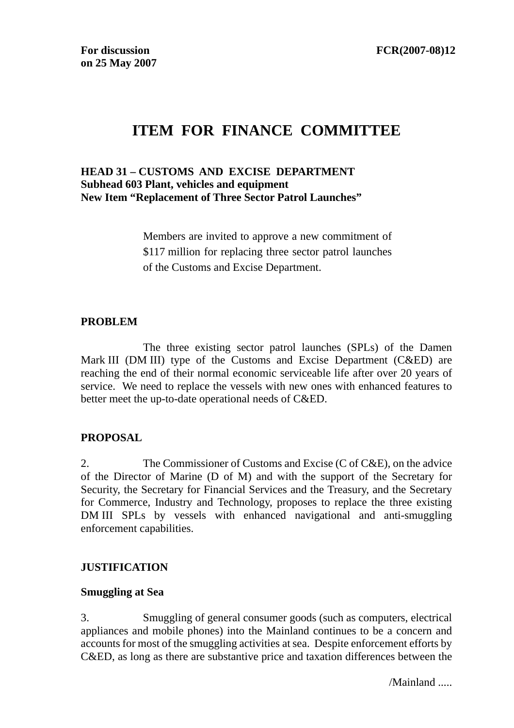**For discussion on 25 May 2007**

**FCR(2007-08)12**

# ITEM FOR FINANCE COMMITTEE

**HEAD 31 – CUSTOMS AND EXCISE DEPARTMENT**
**Subhead 603 Plant, vehicles and equipment**
**New Item "Replacement of Three Sector Patrol Launches"**

Members are invited to approve a new commitment of $117 million for replacing three sector patrol launches of the Customs and Excise Department.

## PROBLEM

The three existing sector patrol launches (SPLs) of the Damen Mark III (DM III) type of the Customs and Excise Department (C&ED) are reaching the end of their normal economic serviceable life after over 20 years of service. We need to replace the vessels with new ones with enhanced features to better meet the up-to-date operational needs of C&ED.

## PROPOSAL

2. The Commissioner of Customs and Excise (C of C&E), on the advice of the Director of Marine (D of M) and with the support of the Secretary for Security, the Secretary for Financial Services and the Treasury, and the Secretary for Commerce, Industry and Technology, proposes to replace the three existing DM III SPLs by vessels with enhanced navigational and anti-smuggling enforcement capabilities.

## JUSTIFICATION

### Smuggling at Sea

3. Smuggling of general consumer goods (such as computers, electrical appliances and mobile phones) into the Mainland continues to be a concern and accounts for most of the smuggling activities at sea. Despite enforcement efforts by C&ED, as long as there are substantive price and taxation differences between the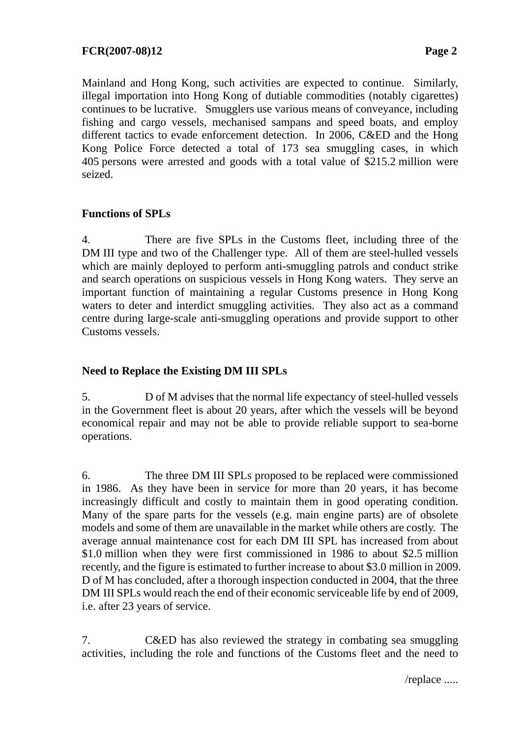Mainland and Hong Kong, such activities are expected to continue. Similarly, illegal importation into Hong Kong of dutiable commodities (notably cigarettes) continues to be lucrative. Smugglers use various means of conveyance, including fishing and cargo vessels, mechanised sampans and speed boats, and employ different tactics to evade enforcement detection. In 2006, C&ED and the Hong Kong Police Force detected a total of 173 sea smuggling cases, in which 405 persons were arrested and goods with a total value of $215.2 million were seized.

**Functions of SPLs**

4. There are five SPLs in the Customs fleet, including three of the DM III type and two of the Challenger type. All of them are steel-hulled vessels which are mainly deployed to perform anti-smuggling patrols and conduct strike and search operations on suspicious vessels in Hong Kong waters. They serve an important function of maintaining a regular Customs presence in Hong Kong waters to deter and interdict smuggling activities. They also act as a command centre during large-scale anti-smuggling operations and provide support to other Customs vessels.

**Need to Replace the Existing DM III SPLs**

5. D of M advises that the normal life expectancy of steel-hulled vessels in the Government fleet is about 20 years, after which the vessels will be beyond economical repair and may not be able to provide reliable support to sea-borne operations.

6. The three DM III SPLs proposed to be replaced were commissioned in 1986. As they have been in service for more than 20 years, it has become increasingly difficult and costly to maintain them in good operating condition. Many of the spare parts for the vessels (e.g. main engine parts) are of obsolete models and some of them are unavailable in the market while others are costly. The average annual maintenance cost for each DM III SPL has increased from about $1.0 million when they were first commissioned in 1986 to about $2.5 million recently, and the figure is estimated to further increase to about $3.0 million in 2009. D of M has concluded, after a thorough inspection conducted in 2004, that the three DM III SPLs would reach the end of their economic serviceable life by end of 2009, i.e. after 23 years of service.

7. C&ED has also reviewed the strategy in combating sea smuggling activities, including the role and functions of the Customs fleet and the need to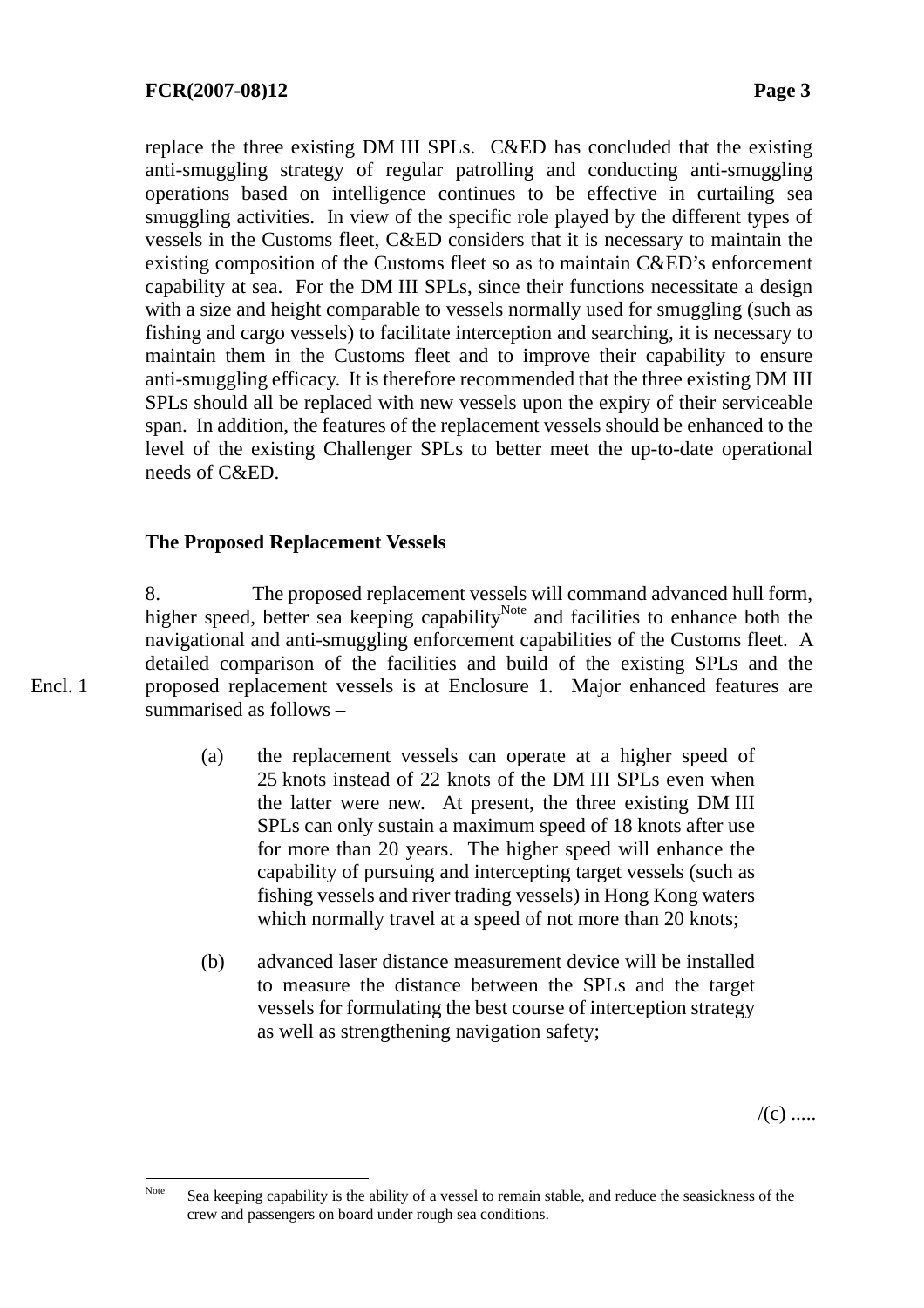replace the three existing DM III SPLs. C&ED has concluded that the existing anti-smuggling strategy of regular patrolling and conducting anti-smuggling operations based on intelligence continues to be effective in curtailing sea smuggling activities. In view of the specific role played by the different types of vessels in the Customs fleet, C&ED considers that it is necessary to maintain the existing composition of the Customs fleet so as to maintain C&ED's enforcement capability at sea. For the DM III SPLs, since their functions necessitate a design with a size and height comparable to vessels normally used for smuggling (such as fishing and cargo vessels) to facilitate interception and searching, it is necessary to maintain them in the Customs fleet and to improve their capability to ensure anti-smuggling efficacy. It is therefore recommended that the three existing DM III SPLs should all be replaced with new vessels upon the expiry of their serviceable span. In addition, the features of the replacement vessels should be enhanced to the level of the existing Challenger SPLs to better meet the up-to-date operational needs of C&ED.

**The Proposed Replacement Vessels**

8. The proposed replacement vessels will command advanced hull form, higher speed, better sea keeping capability[Note] and facilities to enhance both the navigational and anti-smuggling enforcement capabilities of the Customs fleet. A detailed comparison of the facilities and build of the existing SPLs and the proposed replacement vessels is at Enclosure 1. Major enhanced features are summarised as follows –

Encl. 1

(a) the replacement vessels can operate at a higher speed of 25 knots instead of 22 knots of the DM III SPLs even when the latter were new. At present, the three existing DM III SPLs can only sustain a maximum speed of 18 knots after use for more than 20 years. The higher speed will enhance the capability of pursuing and intercepting target vessels (such as fishing vessels and river trading vessels) in Hong Kong waters which normally travel at a speed of not more than 20 knots;

(b) advanced laser distance measurement device will be installed to measure the distance between the SPLs and the target vessels for formulating the best course of interception strategy as well as strengthening navigation safety;

/(c) .....

---

[Note] Sea keeping capability is the ability of a vessel to remain stable, and reduce the seasickness of the crew and passengers on board under rough sea conditions.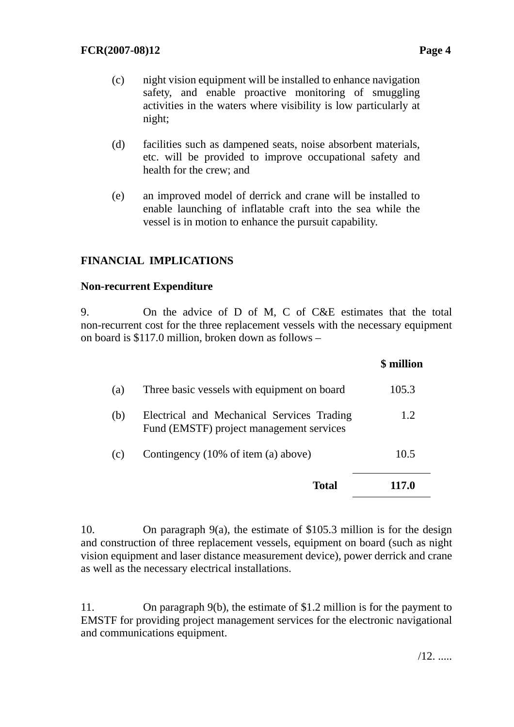(c) night vision equipment will be installed to enhance navigation safety, and enable proactive monitoring of smuggling activities in the waters where visibility is low particularly at night;

(d) facilities such as dampened seats, noise absorbent materials, etc. will be provided to improve occupational safety and health for the crew; and

(e) an improved model of derrick and crane will be installed to enable launching of inflatable craft into the sea while the vessel is in motion to enhance the pursuit capability.

## FINANCIAL IMPLICATIONS

### Non-recurrent Expenditure

9. On the advice of D of M, C of C&E estimates that the total non-recurrent cost for the three replacement vessels with the necessary equipment on board is $117.0 million, broken down as follows –

| | | $ million |
|---|---|---|
| (a) | Three basic vessels with equipment on board | 105.3 |
| (b) | Electrical and Mechanical Services Trading Fund (EMSTF) project management services | 1.2 |
| (c) | Contingency (10% of item (a) above) | 10.5 |
| | **Total** | **117.0** |

10. On paragraph 9(a), the estimate of $105.3 million is for the design and construction of three replacement vessels, equipment on board (such as night vision equipment and laser distance measurement device), power derrick and crane as well as the necessary electrical installations.

11. On paragraph 9(b), the estimate of $1.2 million is for the payment to EMSTF for providing project management services for the electronic navigational and communications equipment.

/12. .....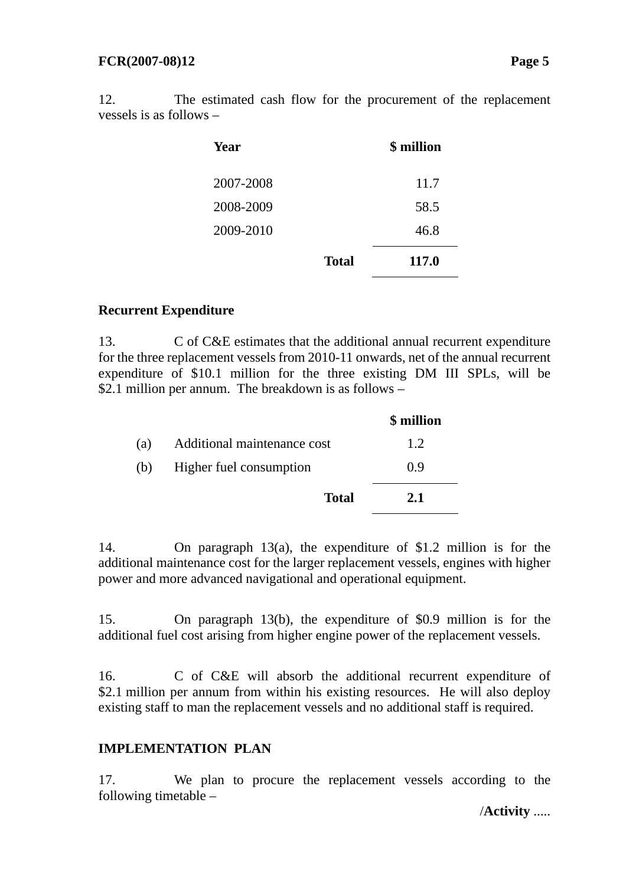12. The estimated cash flow for the procurement of the replacement vessels is as follows –

| Year | | $ million |
|---|---|---|
| 2007-2008 | | 11.7 |
| 2008-2009 | | 58.5 |
| 2009-2010 | | 46.8 |
| | **Total** | **117.0** |

**Recurrent Expenditure**

13. C of C&E estimates that the additional annual recurrent expenditure for the three replacement vessels from 2010-11 onwards, net of the annual recurrent expenditure of $10.1 million for the three existing DM III SPLs, will be $2.1 million per annum. The breakdown is as follows –

| | | $ million |
|---|---|---|
| (a) | Additional maintenance cost | 1.2 |
| (b) | Higher fuel consumption | 0.9 |
| | **Total** | **2.1** |

14. On paragraph 13(a), the expenditure of $1.2 million is for the additional maintenance cost for the larger replacement vessels, engines with higher power and more advanced navigational and operational equipment.

15. On paragraph 13(b), the expenditure of $0.9 million is for the additional fuel cost arising from higher engine power of the replacement vessels.

16. C of C&E will absorb the additional recurrent expenditure of $2.1 million per annum from within his existing resources. He will also deploy existing staff to man the replacement vessels and no additional staff is required.

**IMPLEMENTATION PLAN**

17. We plan to procure the replacement vessels according to the following timetable –

/**Activity** .....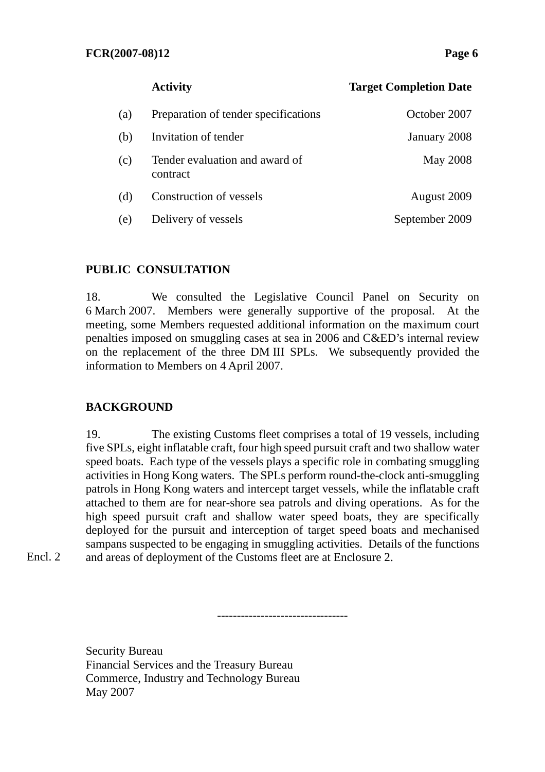| | Activity | Target Completion Date |
|---|---|---|
| (a) | Preparation of tender specifications | October 2007 |
| (b) | Invitation of tender | January 2008 |
| (c) | Tender evaluation and award of contract | May 2008 |
| (d) | Construction of vessels | August 2009 |
| (e) | Delivery of vessels | September 2009 |

## PUBLIC CONSULTATION

18. We consulted the Legislative Council Panel on Security on 6 March 2007. Members were generally supportive of the proposal. At the meeting, some Members requested additional information on the maximum court penalties imposed on smuggling cases at sea in 2006 and C&ED's internal review on the replacement of the three DM III SPLs. We subsequently provided the information to Members on 4 April 2007.

## BACKGROUND

19. The existing Customs fleet comprises a total of 19 vessels, including five SPLs, eight inflatable craft, four high speed pursuit craft and two shallow water speed boats. Each type of the vessels plays a specific role in combating smuggling activities in Hong Kong waters. The SPLs perform round-the-clock anti-smuggling patrols in Hong Kong waters and intercept target vessels, while the inflatable craft attached to them are for near-shore sea patrols and diving operations. As for the high speed pursuit craft and shallow water speed boats, they are specifically deployed for the pursuit and interception of target speed boats and mechanised sampans suspected to be engaging in smuggling activities. Details of the functions and areas of deployment of the Customs fleet are at Enclosure 2.

Encl. 2

--------------------------------

Security Bureau
Financial Services and the Treasury Bureau
Commerce, Industry and Technology Bureau
May 2007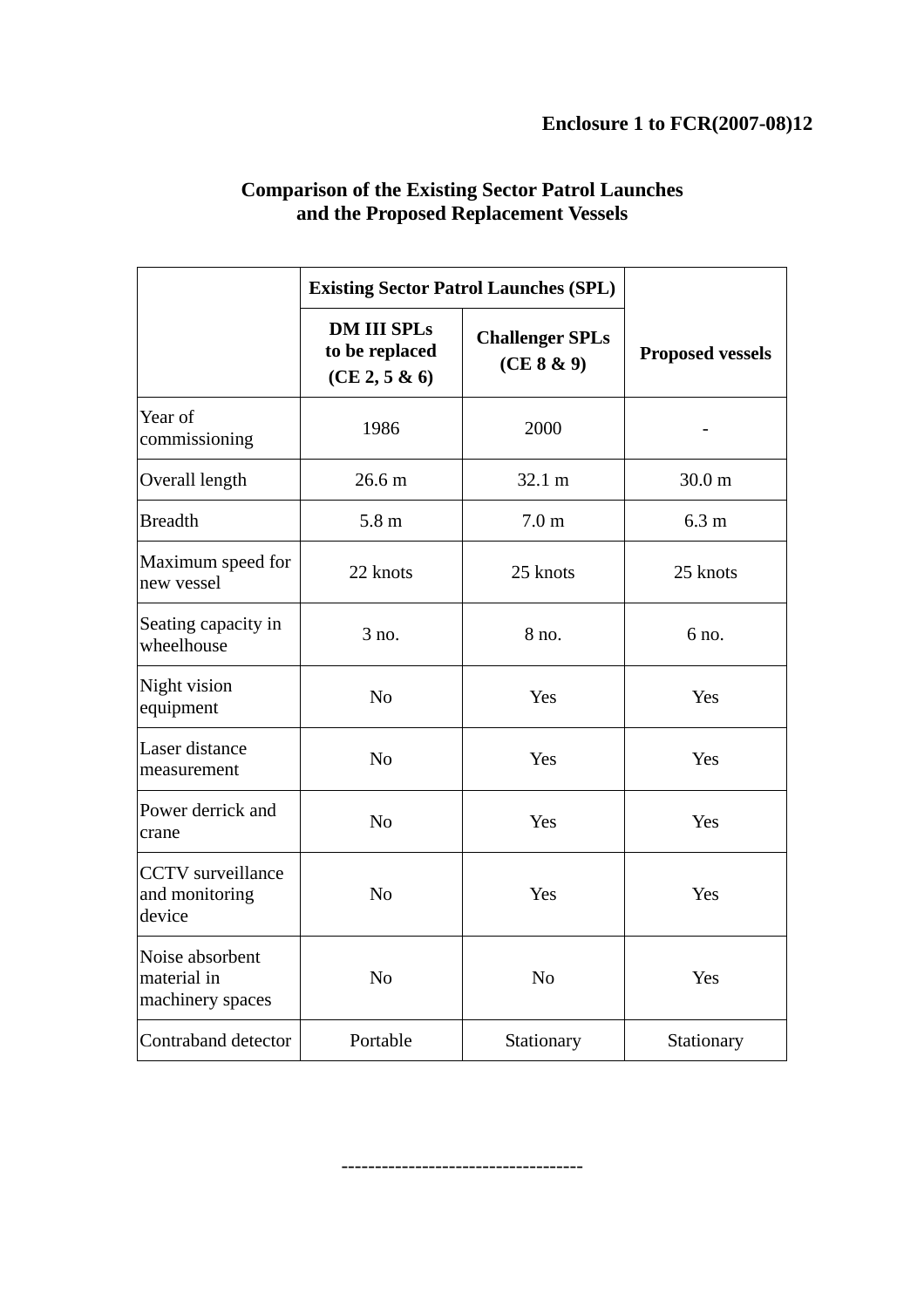**Enclosure 1 to FCR(2007-08)12**

## Comparison of the Existing Sector Patrol Launches and the Proposed Replacement Vessels

| | **Existing Sector Patrol Launches (SPL)** | | **Proposed vessels** |
|---|---|---|---|
| | **DM III SPLs to be replaced (CE 2, 5 & 6)** | **Challenger SPLs (CE 8 & 9)** | |
| Year of commissioning | 1986 | 2000 | - |
| Overall length | 26.6 m | 32.1 m | 30.0 m |
| Breadth | 5.8 m | 7.0 m | 6.3 m |
| Maximum speed for new vessel | 22 knots | 25 knots | 25 knots |
| Seating capacity in wheelhouse | 3 no. | 8 no. | 6 no. |
| Night vision equipment | No | Yes | Yes |
| Laser distance measurement | No | Yes | Yes |
| Power derrick and crane | No | Yes | Yes |
| CCTV surveillance and monitoring device | No | Yes | Yes |
| Noise absorbent material in machinery spaces | No | No | Yes |
| Contraband detector | Portable | Stationary | Stationary |

------------------------------------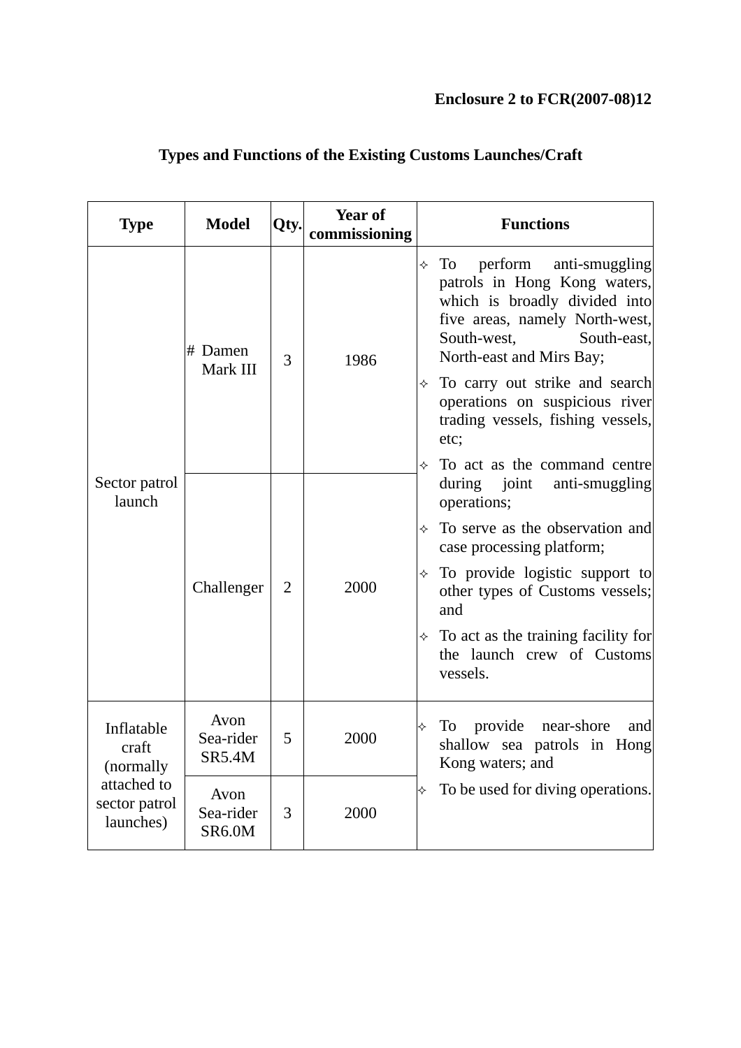**Enclosure 2 to FCR(2007-08)12**

## Types and Functions of the Existing Customs Launches/Craft

| Type | Model | Qty. | Year of commissioning | Functions |
|---|---|---|---|---|
| Sector patrol launch | # Damen Mark III | 3 | 1986 | ✧ To perform anti-smuggling patrols in Hong Kong waters, which is broadly divided into five areas, namely North-west, South-west, South-east, North-east and Mirs Bay;<br>✧ To carry out strike and search operations on suspicious river trading vessels, fishing vessels, etc;<br>✧ To act as the command centre during joint anti-smuggling operations;<br>✧ To serve as the observation and case processing platform;<br>✧ To provide logistic support to other types of Customs vessels; and<br>✧ To act as the training facility for the launch crew of Customs vessels. |
| | Challenger | 2 | 2000 | |
| Inflatable craft (normally attached to sector patrol launches) | Avon Sea-rider SR5.4M | 5 | 2000 | ✧ To provide near-shore and shallow sea patrols in Hong Kong waters; and<br>✧ To be used for diving operations. |
| | Avon Sea-rider SR6.0M | 3 | 2000 | |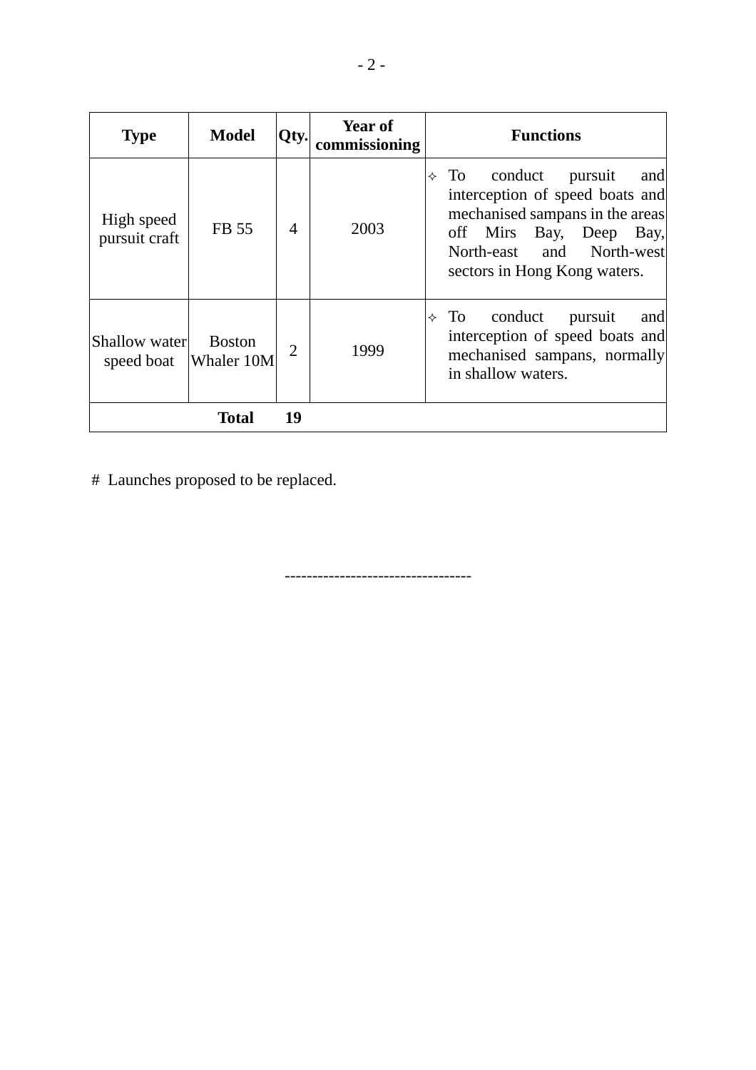| Type | Model | Qty. | Year of commissioning | Functions |
|---|---|---|---|---|
| High speed pursuit craft | FB 55 | 4 | 2003 | ✧ To conduct pursuit and interception of speed boats and mechanised sampans in the areas off Mirs Bay, Deep Bay, North-east and North-west sectors in Hong Kong waters. |
| Shallow water speed boat | Boston Whaler 10M | 2 | 1999 | ✧ To conduct pursuit and interception of speed boats and mechanised sampans, normally in shallow waters. |
| | **Total** | **19** | | |

# Launches proposed to be replaced.

---------------------------------